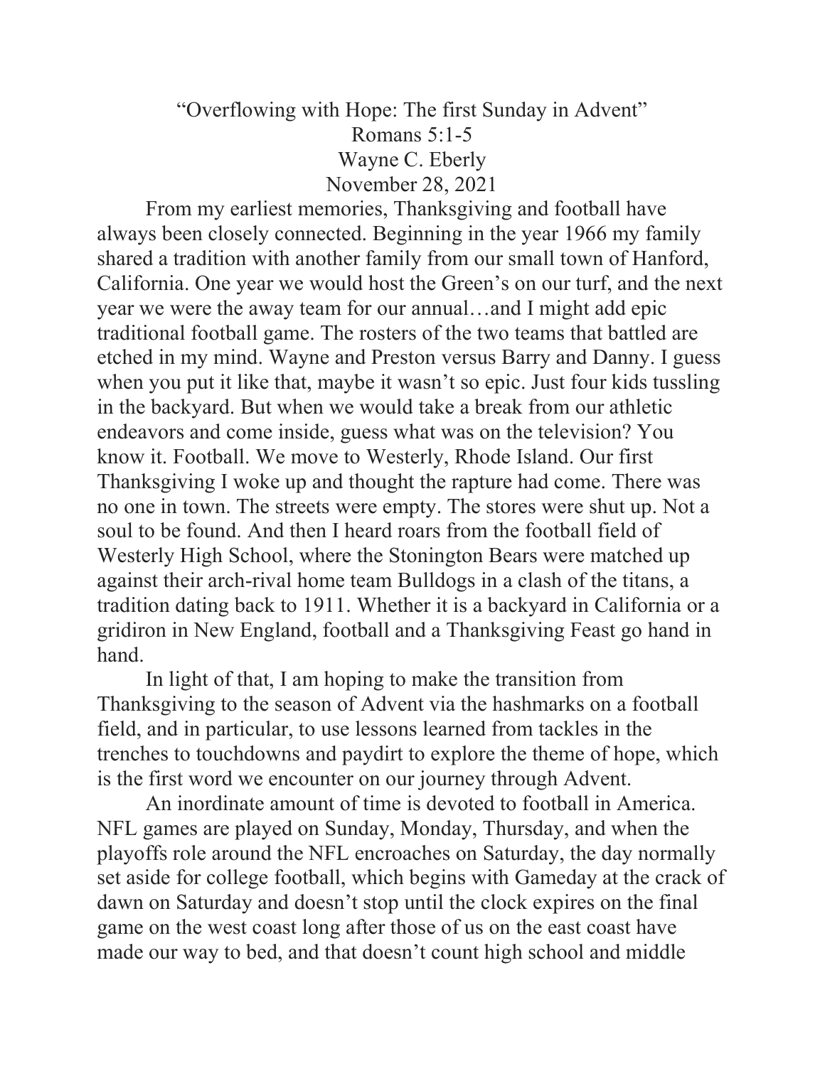“Overflowing with Hope: The first Sunday in Advent”

Romans 5:1-5

Wayne C. Eberly

November 28, 2021

From my earliest memories, Thanksgiving and football have always been closely connected. Beginning in the year 1966 my family shared a tradition with another family from our small town of Hanford, California. One year we would host the Green’s on our turf, and the next year we were the away team for our annual…and I might add epic traditional football game. The rosters of the two teams that battled are etched in my mind. Wayne and Preston versus Barry and Danny. I guess when you put it like that, maybe it wasn’t so epic. Just four kids tussling in the backyard. But when we would take a break from our athletic endeavors and come inside, guess what was on the television? You know it. Football. We move to Westerly, Rhode Island. Our first Thanksgiving I woke up and thought the rapture had come. There was no one in town. The streets were empty. The stores were shut up. Not a soul to be found. And then I heard roars from the football field of Westerly High School, where the Stonington Bears were matched up against their arch-rival home team Bulldogs in a clash of the titans, a tradition dating back to 1911. Whether it is a backyard in California or a gridiron in New England, football and a Thanksgiving Feast go hand in hand.

In light of that, I am hoping to make the transition from Thanksgiving to the season of Advent via the hashmarks on a football field, and in particular, to use lessons learned from tackles in the trenches to touchdowns and paydirt to explore the theme of hope, which is the first word we encounter on our journey through Advent.

An inordinate amount of time is devoted to football in America. NFL games are played on Sunday, Monday, Thursday, and when the playoffs role around the NFL encroaches on Saturday, the day normally set aside for college football, which begins with Gameday at the crack of dawn on Saturday and doesn’t stop until the clock expires on the final game on the west coast long after those of us on the east coast have made our way to bed, and that doesn’t count high school and middle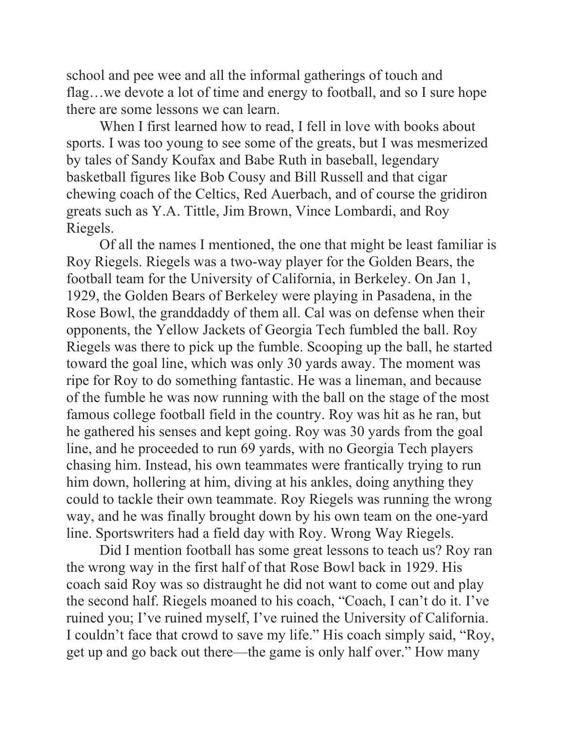school and pee wee and all the informal gatherings of touch and flag…we devote a lot of time and energy to football, and so I sure hope there are some lessons we can learn.

When I first learned how to read, I fell in love with books about sports. I was too young to see some of the greats, but I was mesmerized by tales of Sandy Koufax and Babe Ruth in baseball, legendary basketball figures like Bob Cousy and Bill Russell and that cigar chewing coach of the Celtics, Red Auerbach, and of course the gridiron greats such as Y.A. Tittle, Jim Brown, Vince Lombardi, and Roy Riegels.

Of all the names I mentioned, the one that might be least familiar is Roy Riegels. Riegels was a two-way player for the Golden Bears, the football team for the University of California, in Berkeley. On Jan 1, 1929, the Golden Bears of Berkeley were playing in Pasadena, in the Rose Bowl, the granddaddy of them all. Cal was on defense when their opponents, the Yellow Jackets of Georgia Tech fumbled the ball. Roy Riegels was there to pick up the fumble. Scooping up the ball, he started toward the goal line, which was only 30 yards away. The moment was ripe for Roy to do something fantastic. He was a lineman, and because of the fumble he was now running with the ball on the stage of the most famous college football field in the country. Roy was hit as he ran, but he gathered his senses and kept going. Roy was 30 yards from the goal line, and he proceeded to run 69 yards, with no Georgia Tech players chasing him. Instead, his own teammates were frantically trying to run him down, hollering at him, diving at his ankles, doing anything they could to tackle their own teammate. Roy Riegels was running the wrong way, and he was finally brought down by his own team on the one-yard line. Sportswriters had a field day with Roy. Wrong Way Riegels.

Did I mention football has some great lessons to teach us? Roy ran the wrong way in the first half of that Rose Bowl back in 1929. His coach said Roy was so distraught he did not want to come out and play the second half. Riegels moaned to his coach, "Coach, I can't do it. I've ruined you; I've ruined myself, I've ruined the University of California. I couldn't face that crowd to save my life." His coach simply said, "Roy, get up and go back out there—the game is only half over." How many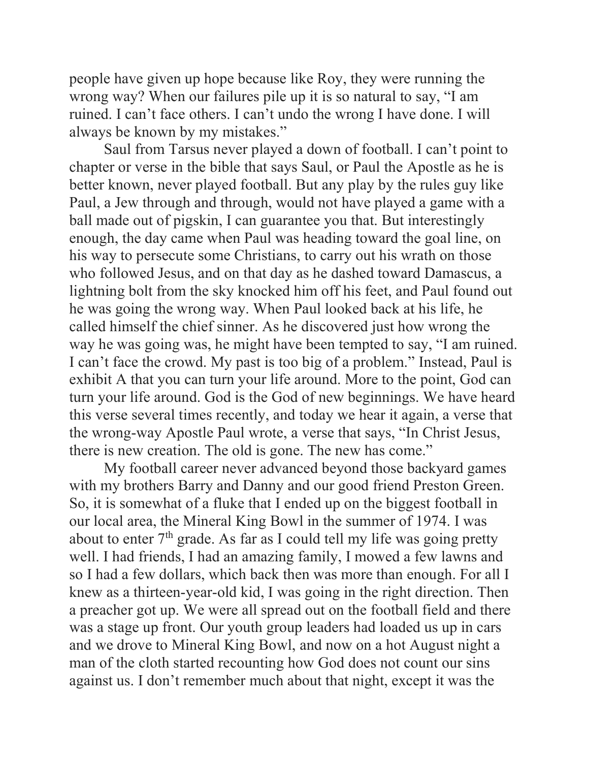people have given up hope because like Roy, they were running the wrong way? When our failures pile up it is so natural to say, "I am ruined. I can't face others. I can't undo the wrong I have done. I will always be known by my mistakes."

Saul from Tarsus never played a down of football. I can't point to chapter or verse in the bible that says Saul, or Paul the Apostle as he is better known, never played football. But any play by the rules guy like Paul, a Jew through and through, would not have played a game with a ball made out of pigskin, I can guarantee you that. But interestingly enough, the day came when Paul was heading toward the goal line, on his way to persecute some Christians, to carry out his wrath on those who followed Jesus, and on that day as he dashed toward Damascus, a lightning bolt from the sky knocked him off his feet, and Paul found out he was going the wrong way. When Paul looked back at his life, he called himself the chief sinner. As he discovered just how wrong the way he was going was, he might have been tempted to say, "I am ruined. I can't face the crowd. My past is too big of a problem." Instead, Paul is exhibit A that you can turn your life around. More to the point, God can turn your life around. God is the God of new beginnings. We have heard this verse several times recently, and today we hear it again, a verse that the wrong-way Apostle Paul wrote, a verse that says, "In Christ Jesus, there is new creation. The old is gone. The new has come."

My football career never advanced beyond those backyard games with my brothers Barry and Danny and our good friend Preston Green. So, it is somewhat of a fluke that I ended up on the biggest football in our local area, the Mineral King Bowl in the summer of 1974. I was about to enter 7th grade. As far as I could tell my life was going pretty well. I had friends, I had an amazing family, I mowed a few lawns and so I had a few dollars, which back then was more than enough. For all I knew as a thirteen-year-old kid, I was going in the right direction. Then a preacher got up. We were all spread out on the football field and there was a stage up front. Our youth group leaders had loaded us up in cars and we drove to Mineral King Bowl, and now on a hot August night a man of the cloth started recounting how God does not count our sins against us. I don't remember much about that night, except it was the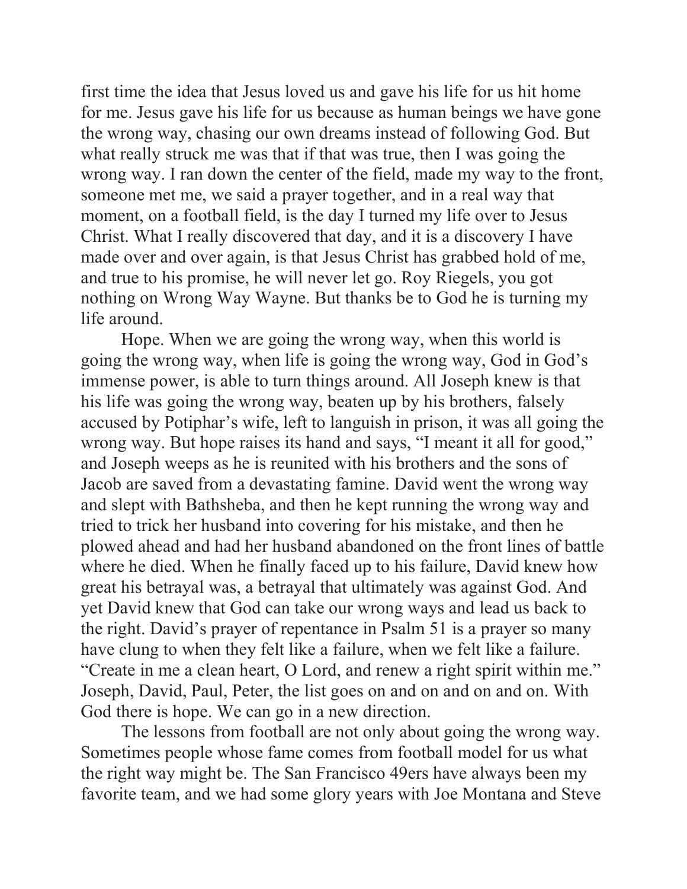first time the idea that Jesus loved us and gave his life for us hit home for me. Jesus gave his life for us because as human beings we have gone the wrong way, chasing our own dreams instead of following God. But what really struck me was that if that was true, then I was going the wrong way. I ran down the center of the field, made my way to the front, someone met me, we said a prayer together, and in a real way that moment, on a football field, is the day I turned my life over to Jesus Christ. What I really discovered that day, and it is a discovery I have made over and over again, is that Jesus Christ has grabbed hold of me, and true to his promise, he will never let go. Roy Riegels, you got nothing on Wrong Way Wayne. But thanks be to God he is turning my life around.

Hope. When we are going the wrong way, when this world is going the wrong way, when life is going the wrong way, God in God's immense power, is able to turn things around. All Joseph knew is that his life was going the wrong way, beaten up by his brothers, falsely accused by Potiphar's wife, left to languish in prison, it was all going the wrong way. But hope raises its hand and says, "I meant it all for good," and Joseph weeps as he is reunited with his brothers and the sons of Jacob are saved from a devastating famine. David went the wrong way and slept with Bathsheba, and then he kept running the wrong way and tried to trick her husband into covering for his mistake, and then he plowed ahead and had her husband abandoned on the front lines of battle where he died. When he finally faced up to his failure, David knew how great his betrayal was, a betrayal that ultimately was against God. And yet David knew that God can take our wrong ways and lead us back to the right. David's prayer of repentance in Psalm 51 is a prayer so many have clung to when they felt like a failure, when we felt like a failure. "Create in me a clean heart, O Lord, and renew a right spirit within me." Joseph, David, Paul, Peter, the list goes on and on and on and on. With God there is hope. We can go in a new direction.

The lessons from football are not only about going the wrong way. Sometimes people whose fame comes from football model for us what the right way might be. The San Francisco 49ers have always been my favorite team, and we had some glory years with Joe Montana and Steve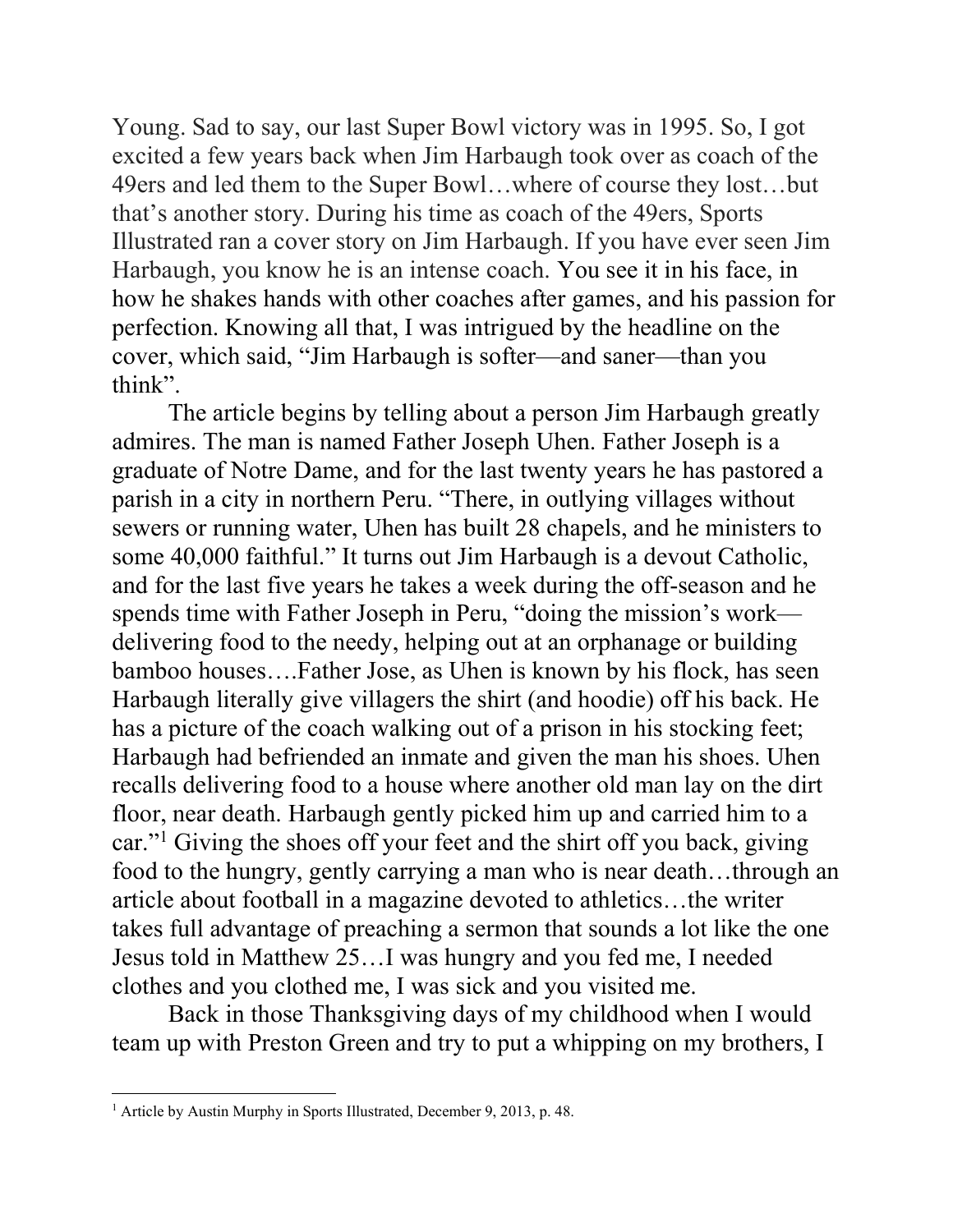Young. Sad to say, our last Super Bowl victory was in 1995. So, I got excited a few years back when Jim Harbaugh took over as coach of the 49ers and led them to the Super Bowl…where of course they lost…but that's another story. During his time as coach of the 49ers, Sports Illustrated ran a cover story on Jim Harbaugh. If you have ever seen Jim Harbaugh, you know he is an intense coach. You see it in his face, in how he shakes hands with other coaches after games, and his passion for perfection. Knowing all that, I was intrigued by the headline on the cover, which said, "Jim Harbaugh is softer—and saner—than you think".

The article begins by telling about a person Jim Harbaugh greatly admires. The man is named Father Joseph Uhen. Father Joseph is a graduate of Notre Dame, and for the last twenty years he has pastored a parish in a city in northern Peru. "There, in outlying villages without sewers or running water, Uhen has built 28 chapels, and he ministers to some 40,000 faithful." It turns out Jim Harbaugh is a devout Catholic, and for the last five years he takes a week during the off-season and he spends time with Father Joseph in Peru, "doing the mission's work—delivering food to the needy, helping out at an orphanage or building bamboo houses….Father Jose, as Uhen is known by his flock, has seen Harbaugh literally give villagers the shirt (and hoodie) off his back. He has a picture of the coach walking out of a prison in his stocking feet; Harbaugh had befriended an inmate and given the man his shoes. Uhen recalls delivering food to a house where another old man lay on the dirt floor, near death. Harbaugh gently picked him up and carried him to a car."[1] Giving the shoes off your feet and the shirt off you back, giving food to the hungry, gently carrying a man who is near death…through an article about football in a magazine devoted to athletics…the writer takes full advantage of preaching a sermon that sounds a lot like the one Jesus told in Matthew 25…I was hungry and you fed me, I needed clothes and you clothed me, I was sick and you visited me.

Back in those Thanksgiving days of my childhood when I would team up with Preston Green and try to put a whipping on my brothers, I

[1] Article by Austin Murphy in Sports Illustrated, December 9, 2013, p. 48.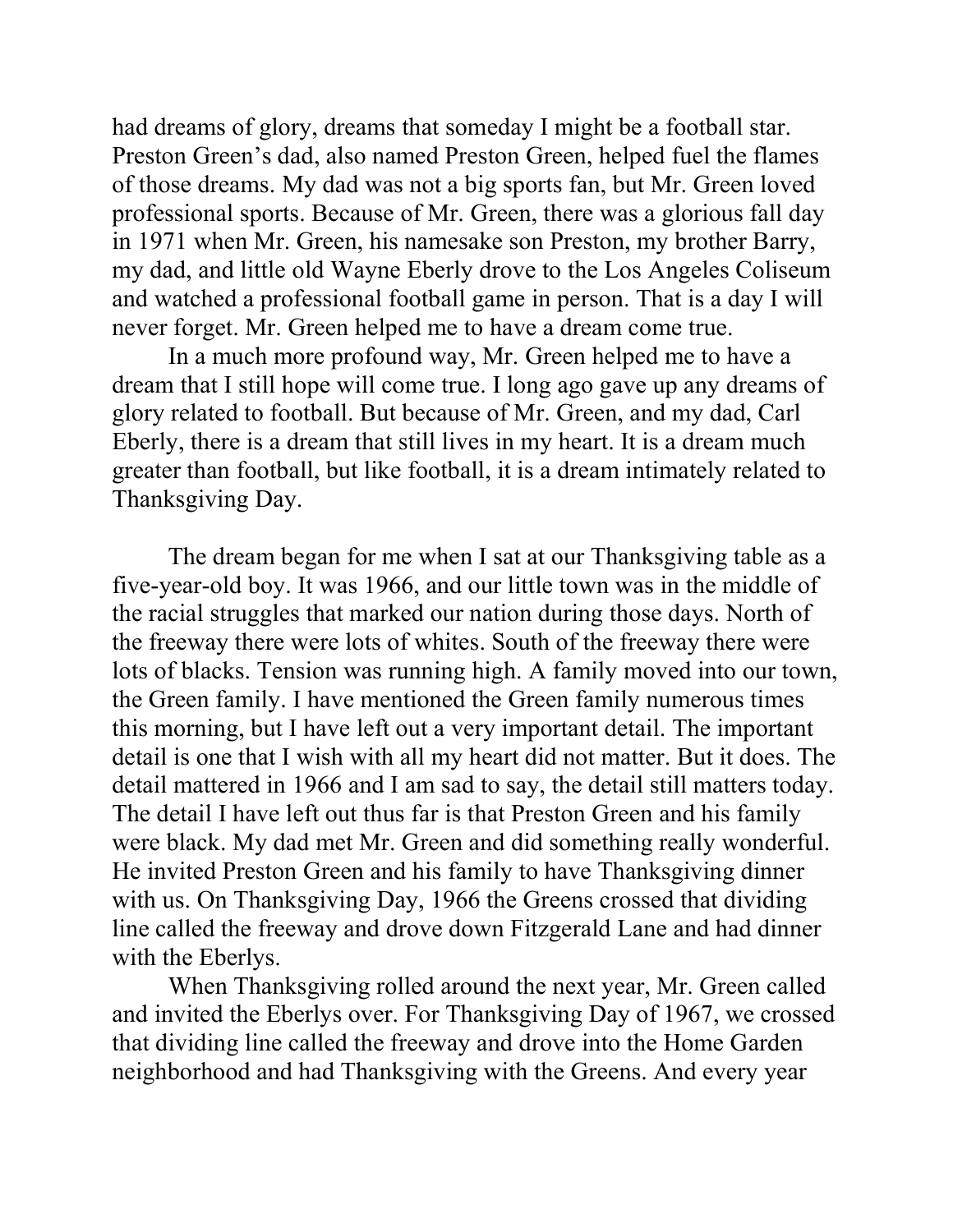had dreams of glory, dreams that someday I might be a football star. Preston Green's dad, also named Preston Green, helped fuel the flames of those dreams. My dad was not a big sports fan, but Mr. Green loved professional sports. Because of Mr. Green, there was a glorious fall day in 1971 when Mr. Green, his namesake son Preston, my brother Barry, my dad, and little old Wayne Eberly drove to the Los Angeles Coliseum and watched a professional football game in person. That is a day I will never forget. Mr. Green helped me to have a dream come true.

In a much more profound way, Mr. Green helped me to have a dream that I still hope will come true. I long ago gave up any dreams of glory related to football. But because of Mr. Green, and my dad, Carl Eberly, there is a dream that still lives in my heart. It is a dream much greater than football, but like football, it is a dream intimately related to Thanksgiving Day.

The dream began for me when I sat at our Thanksgiving table as a five-year-old boy. It was 1966, and our little town was in the middle of the racial struggles that marked our nation during those days. North of the freeway there were lots of whites. South of the freeway there were lots of blacks. Tension was running high. A family moved into our town, the Green family. I have mentioned the Green family numerous times this morning, but I have left out a very important detail. The important detail is one that I wish with all my heart did not matter. But it does. The detail mattered in 1966 and I am sad to say, the detail still matters today. The detail I have left out thus far is that Preston Green and his family were black. My dad met Mr. Green and did something really wonderful. He invited Preston Green and his family to have Thanksgiving dinner with us. On Thanksgiving Day, 1966 the Greens crossed that dividing line called the freeway and drove down Fitzgerald Lane and had dinner with the Eberlys.

When Thanksgiving rolled around the next year, Mr. Green called and invited the Eberlys over. For Thanksgiving Day of 1967, we crossed that dividing line called the freeway and drove into the Home Garden neighborhood and had Thanksgiving with the Greens. And every year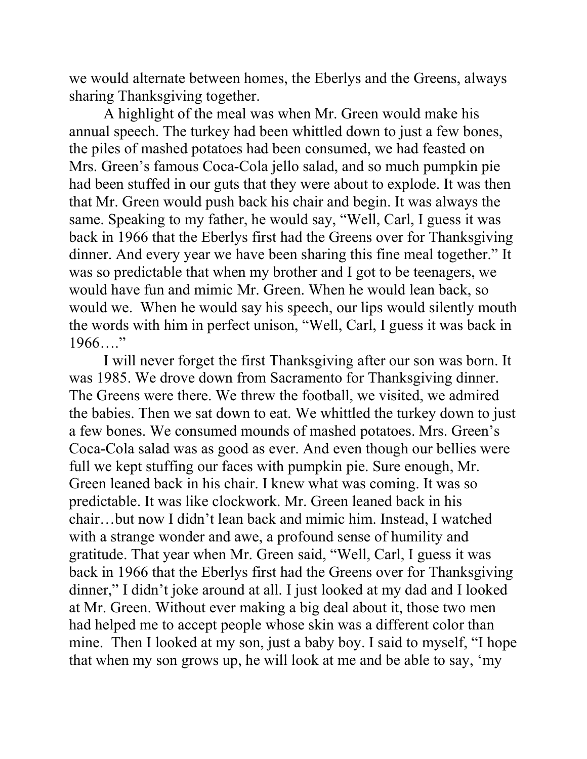we would alternate between homes, the Eberlys and the Greens, always sharing Thanksgiving together.

A highlight of the meal was when Mr. Green would make his annual speech. The turkey had been whittled down to just a few bones, the piles of mashed potatoes had been consumed, we had feasted on Mrs. Green's famous Coca-Cola jello salad, and so much pumpkin pie had been stuffed in our guts that they were about to explode. It was then that Mr. Green would push back his chair and begin. It was always the same. Speaking to my father, he would say, "Well, Carl, I guess it was back in 1966 that the Eberlys first had the Greens over for Thanksgiving dinner. And every year we have been sharing this fine meal together." It was so predictable that when my brother and I got to be teenagers, we would have fun and mimic Mr. Green. When he would lean back, so would we. When he would say his speech, our lips would silently mouth the words with him in perfect unison, "Well, Carl, I guess it was back in 1966…."

I will never forget the first Thanksgiving after our son was born. It was 1985. We drove down from Sacramento for Thanksgiving dinner. The Greens were there. We threw the football, we visited, we admired the babies. Then we sat down to eat. We whittled the turkey down to just a few bones. We consumed mounds of mashed potatoes. Mrs. Green's Coca-Cola salad was as good as ever. And even though our bellies were full we kept stuffing our faces with pumpkin pie. Sure enough, Mr. Green leaned back in his chair. I knew what was coming. It was so predictable. It was like clockwork. Mr. Green leaned back in his chair…but now I didn't lean back and mimic him. Instead, I watched with a strange wonder and awe, a profound sense of humility and gratitude. That year when Mr. Green said, "Well, Carl, I guess it was back in 1966 that the Eberlys first had the Greens over for Thanksgiving dinner," I didn't joke around at all. I just looked at my dad and I looked at Mr. Green. Without ever making a big deal about it, those two men had helped me to accept people whose skin was a different color than mine. Then I looked at my son, just a baby boy. I said to myself, "I hope that when my son grows up, he will look at me and be able to say, 'my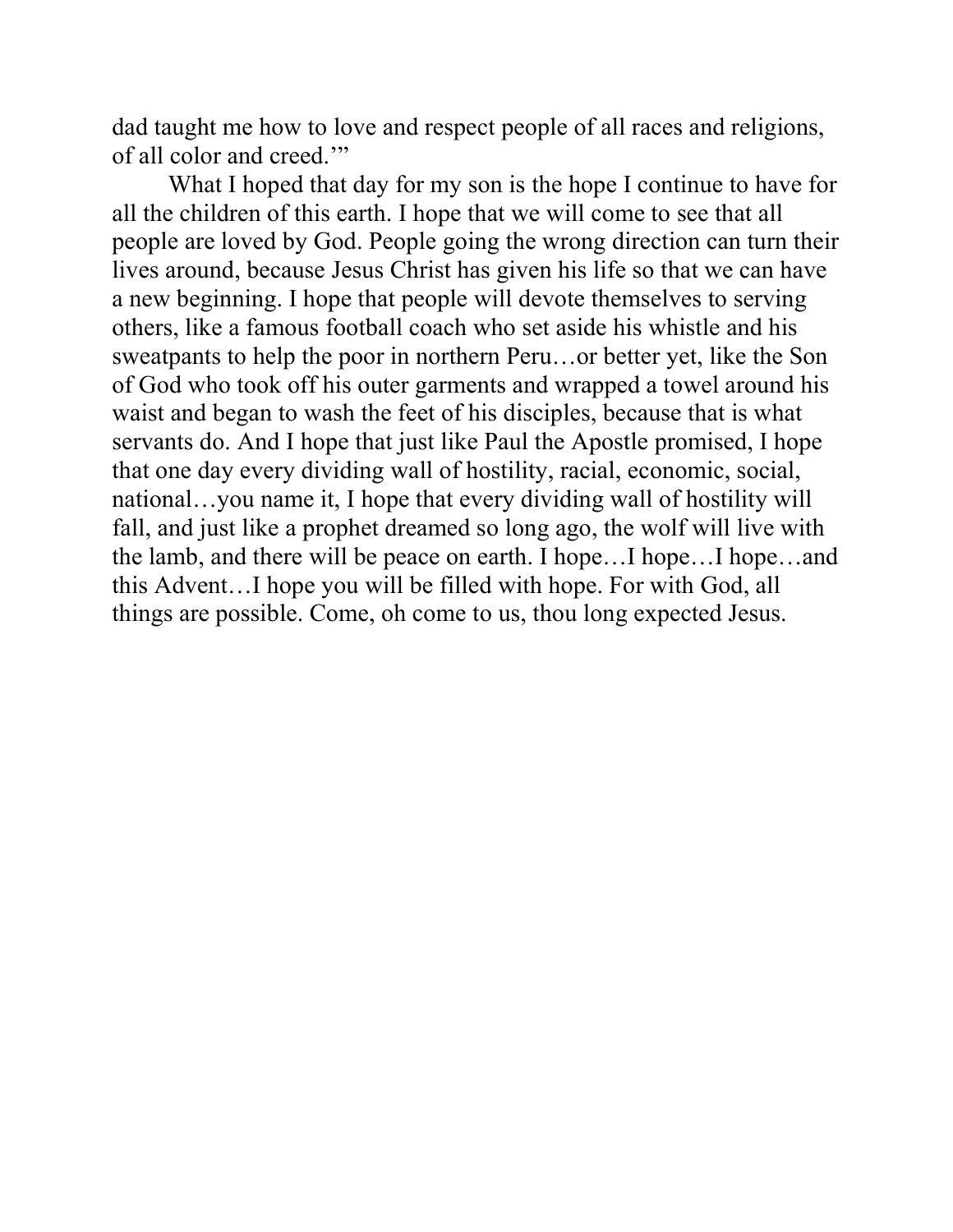dad taught me how to love and respect people of all races and religions, of all color and creed.'"

What I hoped that day for my son is the hope I continue to have for all the children of this earth. I hope that we will come to see that all people are loved by God. People going the wrong direction can turn their lives around, because Jesus Christ has given his life so that we can have a new beginning. I hope that people will devote themselves to serving others, like a famous football coach who set aside his whistle and his sweatpants to help the poor in northern Peru…or better yet, like the Son of God who took off his outer garments and wrapped a towel around his waist and began to wash the feet of his disciples, because that is what servants do. And I hope that just like Paul the Apostle promised, I hope that one day every dividing wall of hostility, racial, economic, social, national…you name it, I hope that every dividing wall of hostility will fall, and just like a prophet dreamed so long ago, the wolf will live with the lamb, and there will be peace on earth. I hope…I hope…I hope…and this Advent…I hope you will be filled with hope. For with God, all things are possible. Come, oh come to us, thou long expected Jesus.